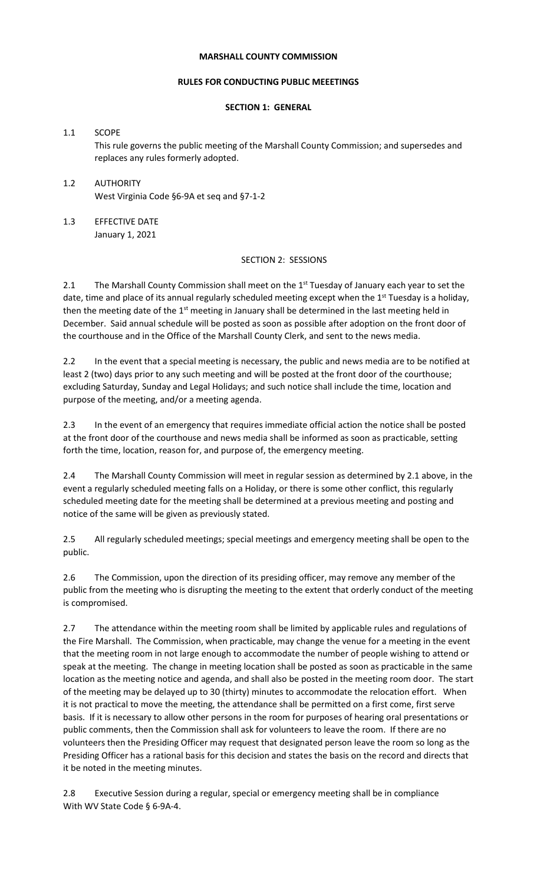**MARSHALL COUNTY COMMISSION**

**RULES FOR CONDUCTING PUBLIC MEEETINGS**

**SECTION 1: GENERAL**

1.1 SCOPE

This rule governs the public meeting of the Marshall County Commission; and supersedes and replaces any rules formerly adopted.

1.2 AUTHORITY

West Virginia Code §6-9A et seq and §7-1-2

1.3 EFFECTIVE DATE

January 1, 2021

SECTION 2: SESSIONS

2.1 The Marshall County Commission shall meet on the 1st Tuesday of January each year to set the date, time and place of its annual regularly scheduled meeting except when the 1st Tuesday is a holiday, then the meeting date of the 1st meeting in January shall be determined in the last meeting held in December. Said annual schedule will be posted as soon as possible after adoption on the front door of the courthouse and in the Office of the Marshall County Clerk, and sent to the news media.

2.2 In the event that a special meeting is necessary, the public and news media are to be notified at least 2 (two) days prior to any such meeting and will be posted at the front door of the courthouse; excluding Saturday, Sunday and Legal Holidays; and such notice shall include the time, location and purpose of the meeting, and/or a meeting agenda.

2.3 In the event of an emergency that requires immediate official action the notice shall be posted at the front door of the courthouse and news media shall be informed as soon as practicable, setting forth the time, location, reason for, and purpose of, the emergency meeting.

2.4 The Marshall County Commission will meet in regular session as determined by 2.1 above, in the event a regularly scheduled meeting falls on a Holiday, or there is some other conflict, this regularly scheduled meeting date for the meeting shall be determined at a previous meeting and posting and notice of the same will be given as previously stated.

2.5 All regularly scheduled meetings; special meetings and emergency meeting shall be open to the public.

2.6 The Commission, upon the direction of its presiding officer, may remove any member of the public from the meeting who is disrupting the meeting to the extent that orderly conduct of the meeting is compromised.

2.7 The attendance within the meeting room shall be limited by applicable rules and regulations of the Fire Marshall. The Commission, when practicable, may change the venue for a meeting in the event that the meeting room in not large enough to accommodate the number of people wishing to attend or speak at the meeting. The change in meeting location shall be posted as soon as practicable in the same location as the meeting notice and agenda, and shall also be posted in the meeting room door. The start of the meeting may be delayed up to 30 (thirty) minutes to accommodate the relocation effort. When it is not practical to move the meeting, the attendance shall be permitted on a first come, first serve basis. If it is necessary to allow other persons in the room for purposes of hearing oral presentations or public comments, then the Commission shall ask for volunteers to leave the room. If there are no volunteers then the Presiding Officer may request that designated person leave the room so long as the Presiding Officer has a rational basis for this decision and states the basis on the record and directs that it be noted in the meeting minutes.

2.8 Executive Session during a regular, special or emergency meeting shall be in compliance With WV State Code § 6-9A-4.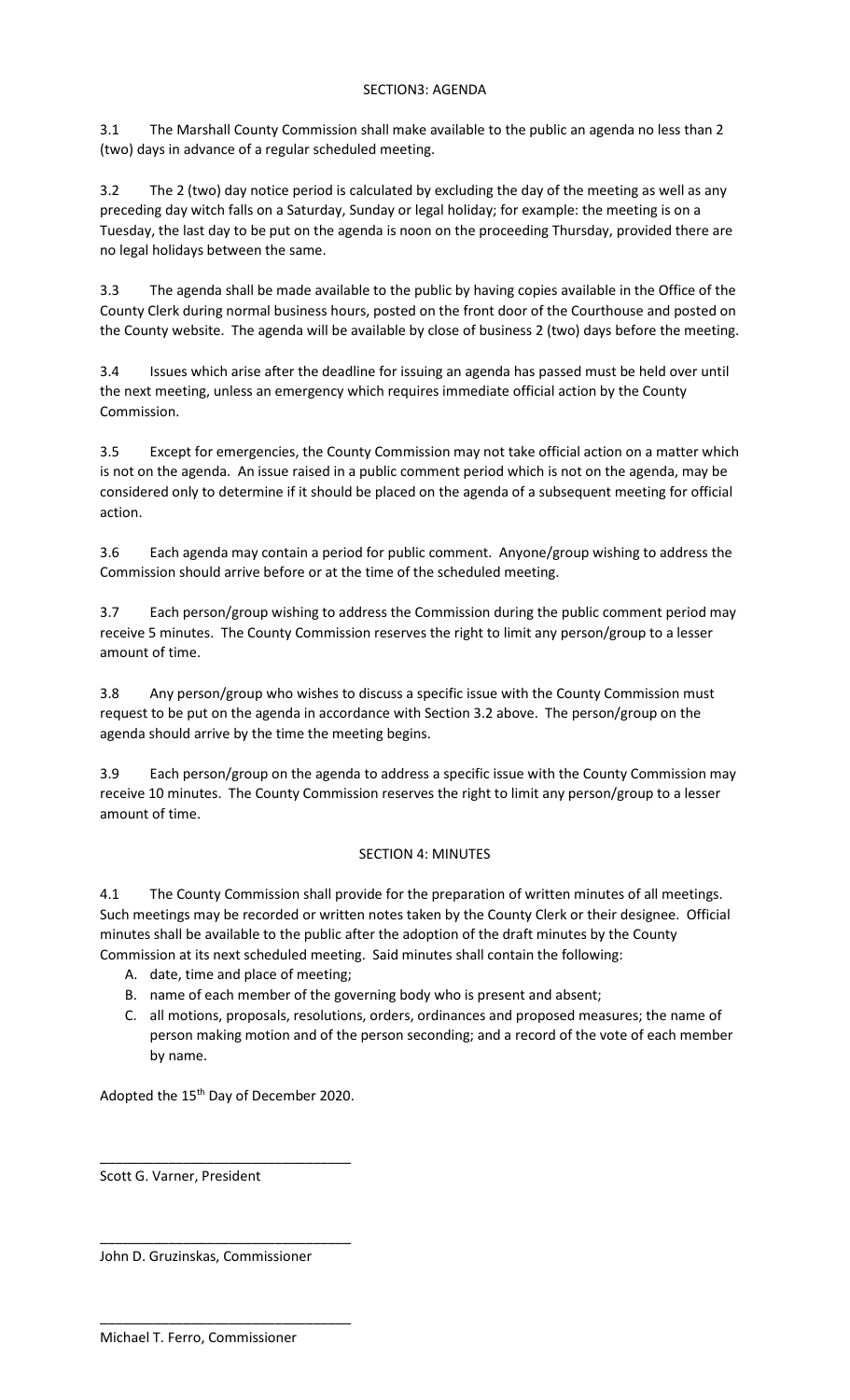## SECTION3: AGENDA

3.1 The Marshall County Commission shall make available to the public an agenda no less than 2 (two) days in advance of a regular scheduled meeting.

3.2 The 2 (two) day notice period is calculated by excluding the day of the meeting as well as any preceding day witch falls on a Saturday, Sunday or legal holiday; for example: the meeting is on a Tuesday, the last day to be put on the agenda is noon on the proceeding Thursday, provided there are no legal holidays between the same.

3.3 The agenda shall be made available to the public by having copies available in the Office of the County Clerk during normal business hours, posted on the front door of the Courthouse and posted on the County website. The agenda will be available by close of business 2 (two) days before the meeting.

3.4 Issues which arise after the deadline for issuing an agenda has passed must be held over until the next meeting, unless an emergency which requires immediate official action by the County Commission.

3.5 Except for emergencies, the County Commission may not take official action on a matter which is not on the agenda. An issue raised in a public comment period which is not on the agenda, may be considered only to determine if it should be placed on the agenda of a subsequent meeting for official action.

3.6 Each agenda may contain a period for public comment. Anyone/group wishing to address the Commission should arrive before or at the time of the scheduled meeting.

3.7 Each person/group wishing to address the Commission during the public comment period may receive 5 minutes. The County Commission reserves the right to limit any person/group to a lesser amount of time.

3.8 Any person/group who wishes to discuss a specific issue with the County Commission must request to be put on the agenda in accordance with Section 3.2 above. The person/group on the agenda should arrive by the time the meeting begins.

3.9 Each person/group on the agenda to address a specific issue with the County Commission may receive 10 minutes. The County Commission reserves the right to limit any person/group to a lesser amount of time.

## SECTION 4: MINUTES

4.1 The County Commission shall provide for the preparation of written minutes of all meetings. Such meetings may be recorded or written notes taken by the County Clerk or their designee. Official minutes shall be available to the public after the adoption of the draft minutes by the County Commission at its next scheduled meeting. Said minutes shall contain the following:

A. date, time and place of meeting;
B. name of each member of the governing body who is present and absent;
C. all motions, proposals, resolutions, orders, ordinances and proposed measures; the name of person making motion and of the person seconding; and a record of the vote of each member by name.

Adopted the 15th Day of December 2020.

\_\_\_\_\_\_\_\_\_\_\_\_\_\_\_\_\_\_\_\_\_\_\_\_\_\_\_\_\_\_\_\_

Scott G. Varner, President

\_\_\_\_\_\_\_\_\_\_\_\_\_\_\_\_\_\_\_\_\_\_\_\_\_\_\_\_\_\_\_\_

John D. Gruzinskas, Commissioner

\_\_\_\_\_\_\_\_\_\_\_\_\_\_\_\_\_\_\_\_\_\_\_\_\_\_\_\_\_\_\_\_

Michael T. Ferro, Commissioner